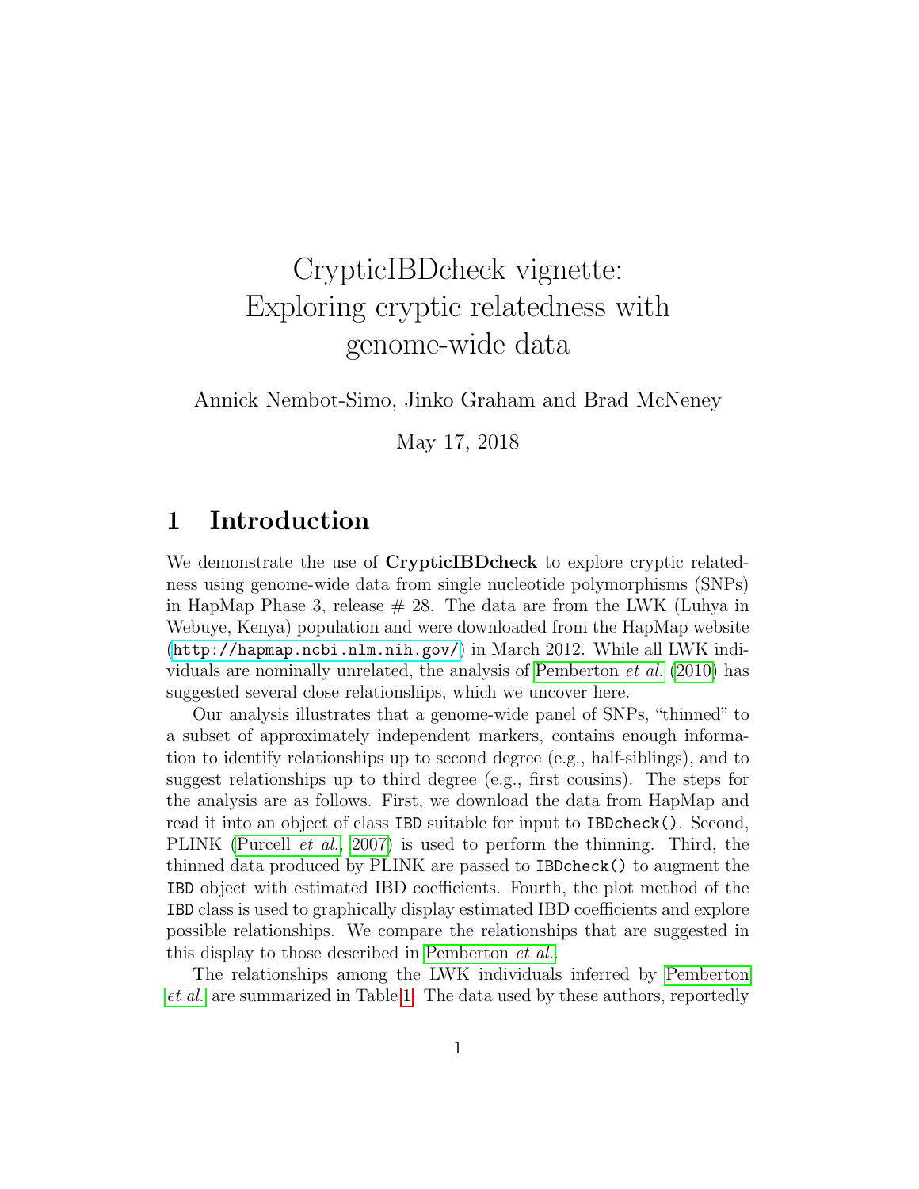# CrypticIBDcheck vignette: Exploring cryptic relatedness with genome-wide data

Annick Nembot-Simo, Jinko Graham and Brad McNeney

May 17, 2018

## 1 Introduction

We demonstrate the use of **CrypticIBDcheck** to explore cryptic relatedness using genome-wide data from single nucleotide polymorphisms (SNPs) in HapMap Phase 3, release # 28. The data are from the LWK (Luhya in Webuye, Kenya) population and were downloaded from the HapMap website (`http://hapmap.ncbi.nlm.nih.gov/`) in March 2012. While all LWK individuals are nominally unrelated, the analysis of Pemberton *et al.* (2010) has suggested several close relationships, which we uncover here.

Our analysis illustrates that a genome-wide panel of SNPs, "thinned" to a subset of approximately independent markers, contains enough information to identify relationships up to second degree (e.g., half-siblings), and to suggest relationships up to third degree (e.g., first cousins). The steps for the analysis are as follows. First, we download the data from HapMap and read it into an object of class `IBD` suitable for input to `IBDcheck()`. Second, PLINK (Purcell *et al.*, 2007) is used to perform the thinning. Third, the thinned data produced by PLINK are passed to `IBDcheck()` to augment the `IBD` object with estimated IBD coefficients. Fourth, the plot method of the `IBD` class is used to graphically display estimated IBD coefficients and explore possible relationships. We compare the relationships that are suggested in this display to those described in Pemberton *et al.*.

The relationships among the LWK individuals inferred by Pemberton *et al.* are summarized in Table 1. The data used by these authors, reportedly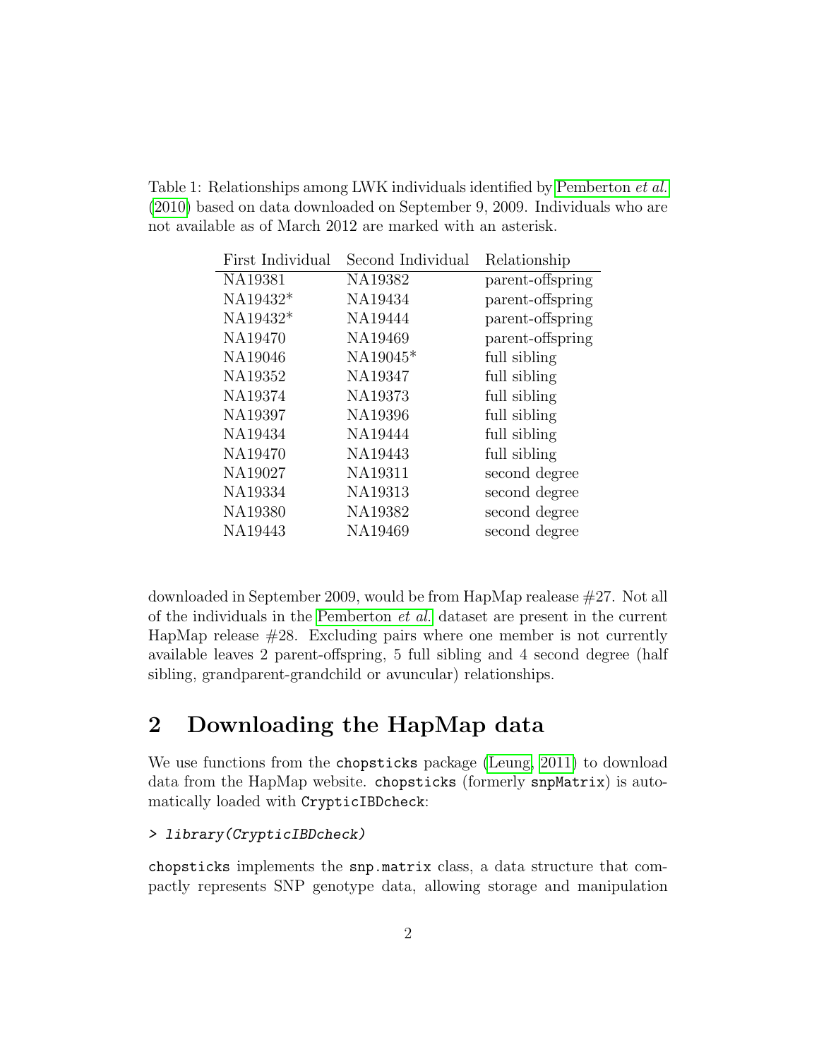Table 1: Relationships among LWK individuals identified by Pemberton *et al.* (2010) based on data downloaded on September 9, 2009. Individuals who are not available as of March 2012 are marked with an asterisk.

| First Individual | Second Individual | Relationship |
|---|---|---|
| NA19381 | NA19382 | parent-offspring |
| NA19432* | NA19434 | parent-offspring |
| NA19432* | NA19444 | parent-offspring |
| NA19470 | NA19469 | parent-offspring |
| NA19046 | NA19045* | full sibling |
| NA19352 | NA19347 | full sibling |
| NA19374 | NA19373 | full sibling |
| NA19397 | NA19396 | full sibling |
| NA19434 | NA19444 | full sibling |
| NA19470 | NA19443 | full sibling |
| NA19027 | NA19311 | second degree |
| NA19334 | NA19313 | second degree |
| NA19380 | NA19382 | second degree |
| NA19443 | NA19469 | second degree |

downloaded in September 2009, would be from HapMap realease #27. Not all of the individuals in the Pemberton *et al.* dataset are present in the current HapMap release #28. Excluding pairs where one member is not currently available leaves 2 parent-offspring, 5 full sibling and 4 second degree (half sibling, grandparent-grandchild or avuncular) relationships.

## 2 Downloading the HapMap data

We use functions from the `chopsticks` package (Leung, 2011) to download data from the HapMap website. `chopsticks` (formerly `snpMatrix`) is automatically loaded with `CrypticIBDcheck`:

```
> library(CrypticIBDcheck)
```

`chopsticks` implements the `snp.matrix` class, a data structure that compactly represents SNP genotype data, allowing storage and manipulation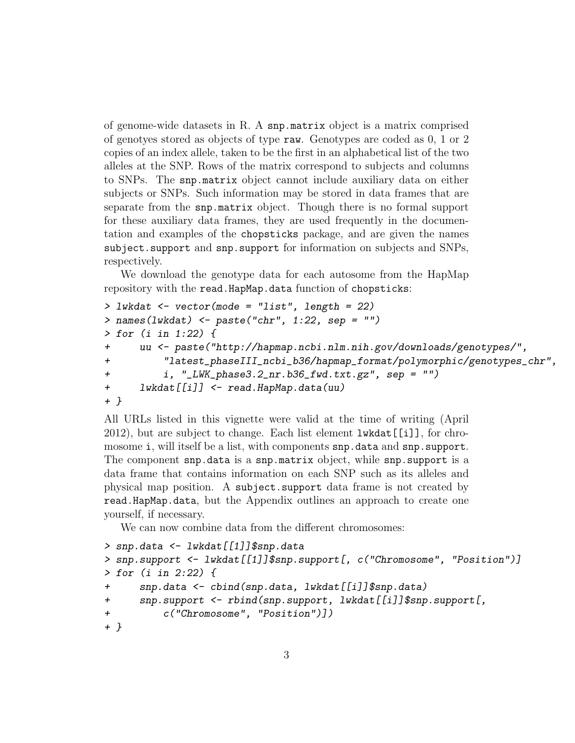of genome-wide datasets in R. A `snp.matrix` object is a matrix comprised of genotyes stored as objects of type `raw`. Genotypes are coded as 0, 1 or 2 copies of an index allele, taken to be the first in an alphabetical list of the two alleles at the SNP. Rows of the matrix correspond to subjects and columns to SNPs. The `snp.matrix` object cannot include auxiliary data on either subjects or SNPs. Such information may be stored in data frames that are separate from the `snp.matrix` object. Though there is no formal support for these auxiliary data frames, they are used frequently in the documentation and examples of the `chopsticks` package, and are given the names `subject.support` and `snp.support` for information on subjects and SNPs, respectively.

We download the genotype data for each autosome from the HapMap repository with the `read.HapMap.data` function of `chopsticks`:

```
> lwkdat <- vector(mode = "list", length = 22)
> names(lwkdat) <- paste("chr", 1:22, sep = "")
> for (i in 1:22) {
+     uu <- paste("http://hapmap.ncbi.nlm.nih.gov/downloads/genotypes/",
+         "latest_phaseIII_ncbi_b36/hapmap_format/polymorphic/genotypes_chr",
+         i, "_LWK_phase3.2_nr.b36_fwd.txt.gz", sep = "")
+     lwkdat[[i]] <- read.HapMap.data(uu)
+ }
```

All URLs listed in this vignette were valid at the time of writing (April 2012), but are subject to change. Each list element `lwkdat[[i]]`, for chromosome `i`, will itself be a list, with components `snp.data` and `snp.support`. The component `snp.data` is a `snp.matrix` object, while `snp.support` is a data frame that contains information on each SNP such as its alleles and physical map position. A `subject.support` data frame is not created by `read.HapMap.data`, but the Appendix outlines an approach to create one yourself, if necessary.

We can now combine data from the different chromosomes:

```
> snp.data <- lwkdat[[1]]$snp.data
> snp.support <- lwkdat[[1]]$snp.support[, c("Chromosome", "Position")]
> for (i in 2:22) {
+     snp.data <- cbind(snp.data, lwkdat[[i]]$snp.data)
+     snp.support <- rbind(snp.support, lwkdat[[i]]$snp.support[,
+         c("Chromosome", "Position")])
+ }
```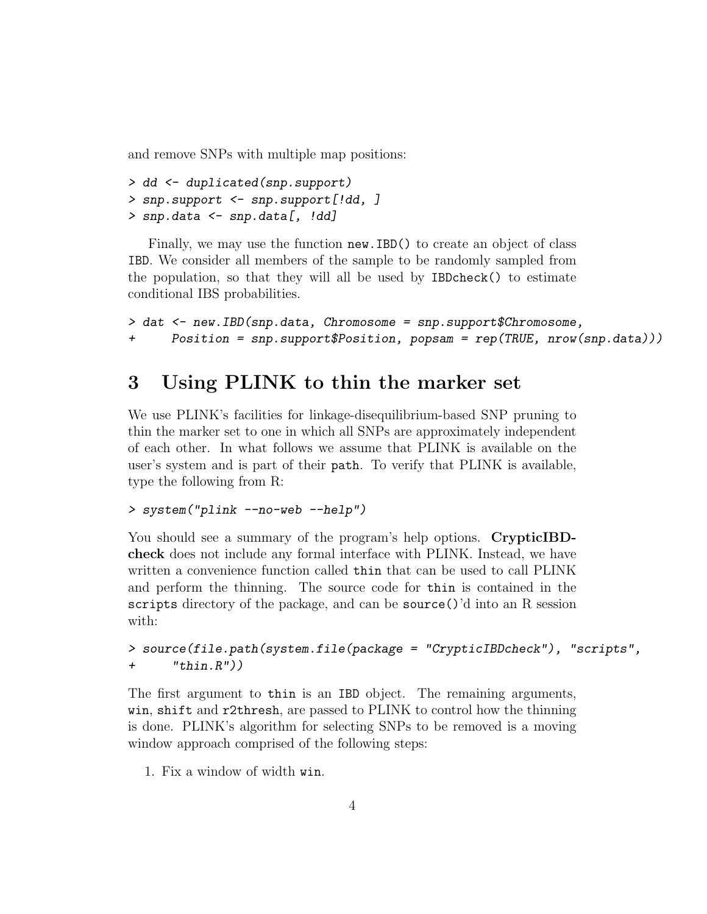and remove SNPs with multiple map positions:

```
> dd <- duplicated(snp.support)
> snp.support <- snp.support[!dd, ]
> snp.data <- snp.data[, !dd]
```

Finally, we may use the function `new.IBD()` to create an object of class `IBD`. We consider all members of the sample to be randomly sampled from the population, so that they will all be used by `IBDcheck()` to estimate conditional IBS probabilities.

```
> dat <- new.IBD(snp.data, Chromosome = snp.support$Chromosome,
+     Position = snp.support$Position, popsam = rep(TRUE, nrow(snp.data)))
```

## 3 Using PLINK to thin the marker set

We use PLINK's facilities for linkage-disequilibrium-based SNP pruning to thin the marker set to one in which all SNPs are approximately independent of each other. In what follows we assume that PLINK is available on the user's system and is part of their `path`. To verify that PLINK is available, type the following from R:

```
> system("plink --no-web --help")
```

You should see a summary of the program's help options. **CrypticIBDcheck** does not include any formal interface with PLINK. Instead, we have written a convenience function called `thin` that can be used to call PLINK and perform the thinning. The source code for `thin` is contained in the `scripts` directory of the package, and can be `source()`'d into an R session with:

```
> source(file.path(system.file(package = "CrypticIBDcheck"), "scripts",
+     "thin.R"))
```

The first argument to `thin` is an `IBD` object. The remaining arguments, `win`, `shift` and `r2thresh`, are passed to PLINK to control how the thinning is done. PLINK's algorithm for selecting SNPs to be removed is a moving window approach comprised of the following steps:

1. Fix a window of width `win`.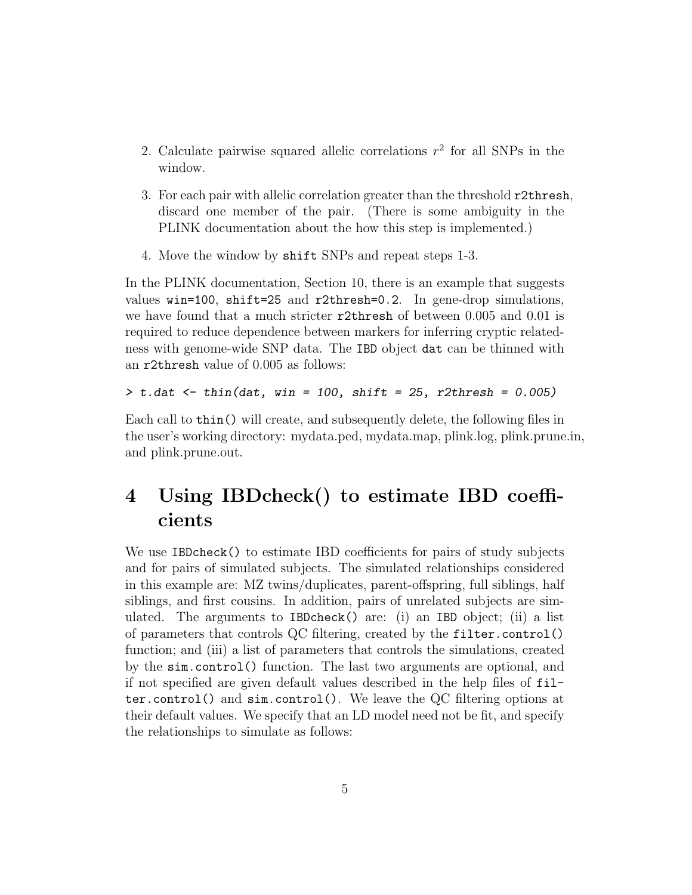2. Calculate pairwise squared allelic correlations $r^2$ for all SNPs in the window.

3. For each pair with allelic correlation greater than the threshold `r2thresh`, discard one member of the pair. (There is some ambiguity in the PLINK documentation about the how this step is implemented.)

4. Move the window by `shift` SNPs and repeat steps 1-3.

In the PLINK documentation, Section 10, there is an example that suggests values `win=100`, `shift=25` and `r2thresh=0.2`. In gene-drop simulations, we have found that a much stricter `r2thresh` of between 0.005 and 0.01 is required to reduce dependence between markers for inferring cryptic relatedness with genome-wide SNP data. The `IBD` object `dat` can be thinned with an `r2thresh` value of 0.005 as follows:

```
> t.dat <- thin(dat, win = 100, shift = 25, r2thresh = 0.005)
```

Each call to `thin()` will create, and subsequently delete, the following files in the user's working directory: mydata.ped, mydata.map, plink.log, plink.prune.in, and plink.prune.out.

# 4 Using IBDcheck() to estimate IBD coefficients

We use `IBDcheck()` to estimate IBD coefficients for pairs of study subjects and for pairs of simulated subjects. The simulated relationships considered in this example are: MZ twins/duplicates, parent-offspring, full siblings, half siblings, and first cousins. In addition, pairs of unrelated subjects are simulated. The arguments to `IBDcheck()` are: (i) an `IBD` object; (ii) a list of parameters that controls QC filtering, created by the `filter.control()` function; and (iii) a list of parameters that controls the simulations, created by the `sim.control()` function. The last two arguments are optional, and if not specified are given default values described in the help files of `filter.control()` and `sim.control()`. We leave the QC filtering options at their default values. We specify that an LD model need not be fit, and specify the relationships to simulate as follows: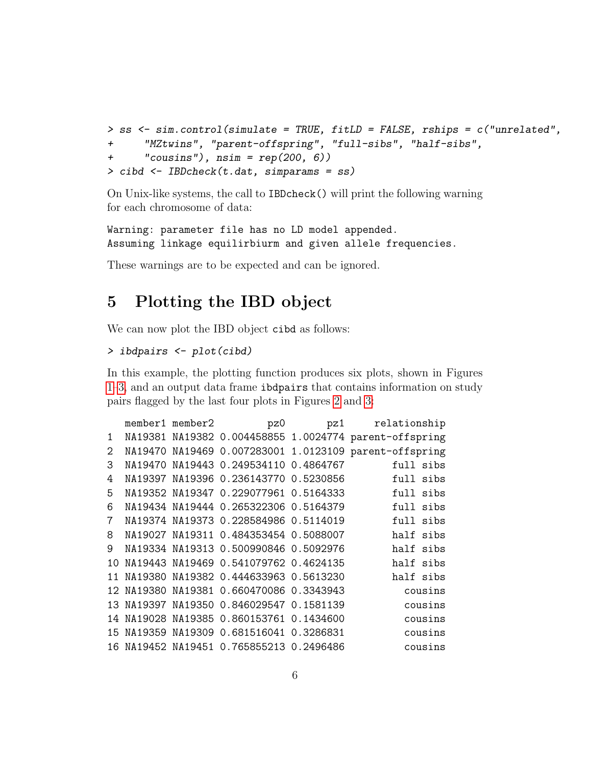```
> ss <- sim.control(simulate = TRUE, fitLD = FALSE, rships = c("unrelated",
+     "MZtwins", "parent-offspring", "full-sibs", "half-sibs",
+     "cousins"), nsim = rep(200, 6))
> cibd <- IBDcheck(t.dat, simparams = ss)
```

On Unix-like systems, the call to `IBDcheck()` will print the following warning for each chromosome of data:

```
Warning: parameter file has no LD model appended.
Assuming linkage equilirbiurm and given allele frequencies.
```

These warnings are to be expected and can be ignored.

## 5 Plotting the IBD object

We can now plot the IBD object `cibd` as follows:

```
> ibdpairs <- plot(cibd)
```

In this example, the plotting function produces six plots, shown in Figures 1–3, and an output data frame `ibdpairs` that contains information on study pairs flagged by the last four plots in Figures 2 and 3:

```
   member1 member2         pz0       pz1     relationship
1  NA19381 NA19382 0.004458855 1.0024774 parent-offspring
2  NA19470 NA19469 0.007283001 1.0123109 parent-offspring
3  NA19470 NA19443 0.249534110 0.4864767        full sibs
4  NA19397 NA19396 0.236143770 0.5230856        full sibs
5  NA19352 NA19347 0.229077961 0.5164333        full sibs
6  NA19434 NA19444 0.265322306 0.5164379        full sibs
7  NA19374 NA19373 0.228584986 0.5114019        full sibs
8  NA19027 NA19311 0.484353454 0.5088007        half sibs
9  NA19334 NA19313 0.500990846 0.5092976        half sibs
10 NA19443 NA19469 0.541079762 0.4624135        half sibs
11 NA19380 NA19382 0.444633963 0.5613230        half sibs
12 NA19380 NA19381 0.660470086 0.3343943          cousins
13 NA19397 NA19350 0.846029547 0.1581139          cousins
14 NA19028 NA19385 0.860153761 0.1434600          cousins
15 NA19359 NA19309 0.681516041 0.3286831          cousins
16 NA19452 NA19451 0.765855213 0.2496486          cousins
```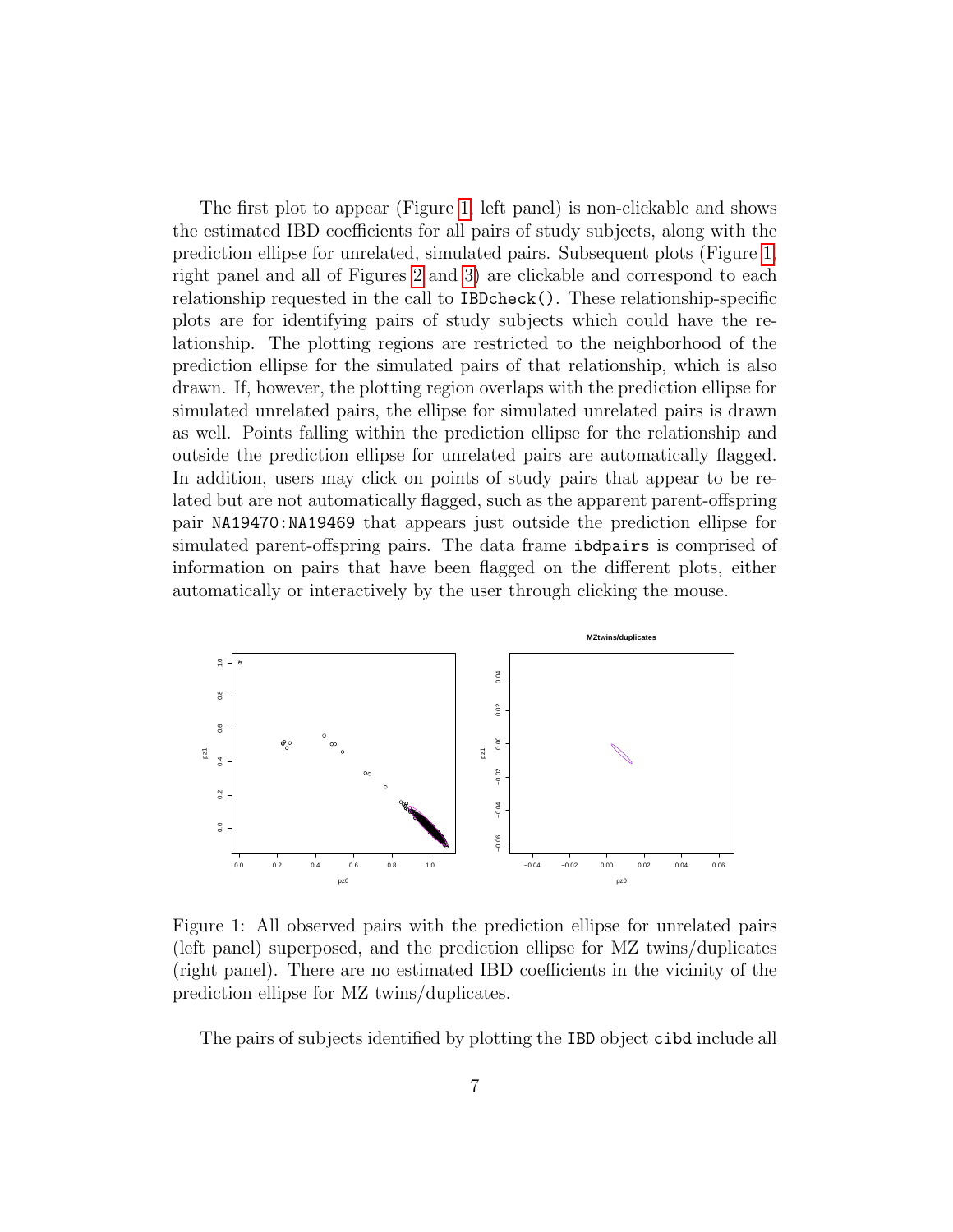The first plot to appear (Figure 1, left panel) is non-clickable and shows the estimated IBD coefficients for all pairs of study subjects, along with the prediction ellipse for unrelated, simulated pairs. Subsequent plots (Figure 1, right panel and all of Figures 2 and 3) are clickable and correspond to each relationship requested in the call to `IBDcheck()`. These relationship-specific plots are for identifying pairs of study subjects which could have the relationship. The plotting regions are restricted to the neighborhood of the prediction ellipse for the simulated pairs of that relationship, which is also drawn. If, however, the plotting region overlaps with the prediction ellipse for simulated unrelated pairs, the ellipse for simulated unrelated pairs is drawn as well. Points falling within the prediction ellipse for the relationship and outside the prediction ellipse for unrelated pairs are automatically flagged. In addition, users may click on points of study pairs that appear to be related but are not automatically flagged, such as the apparent parent-offspring pair `NA19470:NA19469` that appears just outside the prediction ellipse for simulated parent-offspring pairs. The data frame `ibdpairs` is comprised of information on pairs that have been flagged on the different plots, either automatically or interactively by the user through clicking the mouse.

Figure 1: All observed pairs with the prediction ellipse for unrelated pairs (left panel) superposed, and the prediction ellipse for MZ twins/duplicates (right panel). There are no estimated IBD coefficients in the vicinity of the prediction ellipse for MZ twins/duplicates.

The pairs of subjects identified by plotting the `IBD` object `cibd` include all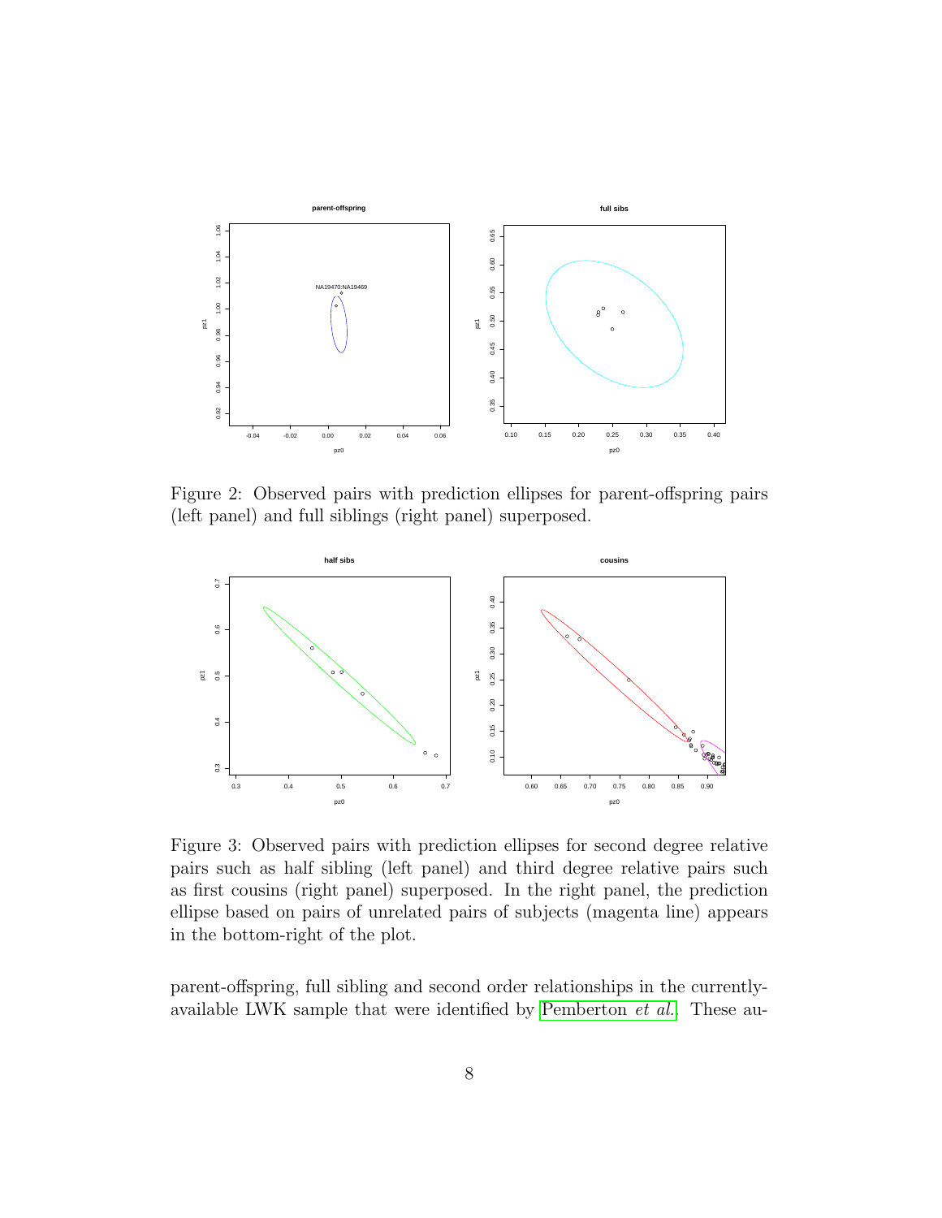Figure 2: Observed pairs with prediction ellipses for parent-offspring pairs (left panel) and full siblings (right panel) superposed.

Figure 3: Observed pairs with prediction ellipses for second degree relative pairs such as half sibling (left panel) and third degree relative pairs such as first cousins (right panel) superposed. In the right panel, the prediction ellipse based on pairs of unrelated pairs of subjects (magenta line) appears in the bottom-right of the plot.

parent-offspring, full sibling and second order relationships in the currently-available LWK sample that were identified by Pemberton *et al.*. These au-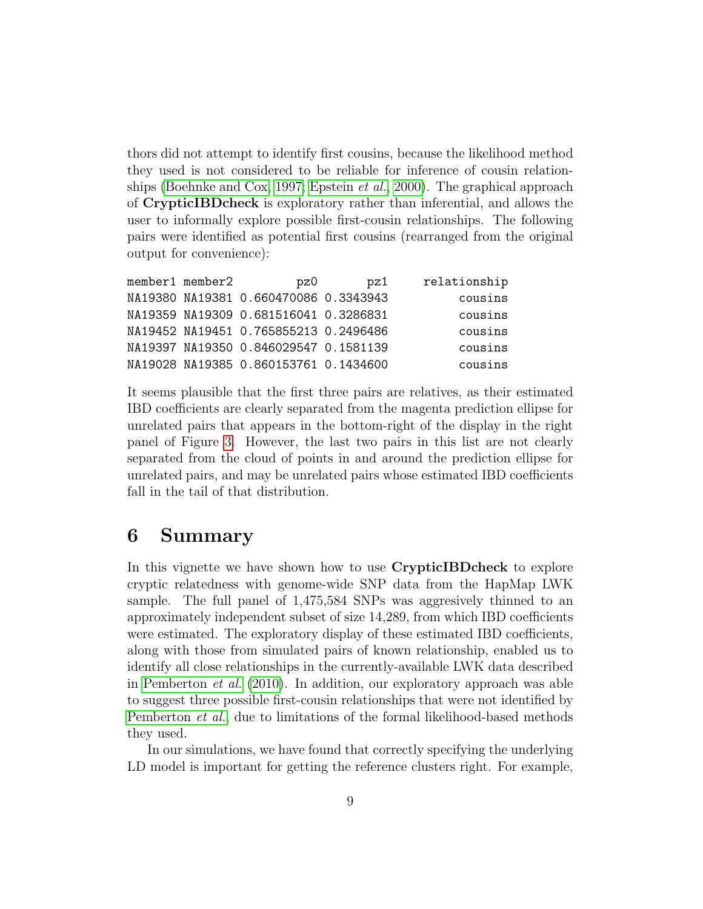thors did not attempt to identify first cousins, because the likelihood method they used is not considered to be reliable for inference of cousin relationships (Boehnke and Cox, 1997; Epstein *et al.*, 2000). The graphical approach of **CrypticIBDcheck** is exploratory rather than inferential, and allows the user to informally explore possible first-cousin relationships. The following pairs were identified as potential first cousins (rearranged from the original output for convenience):

```
member1 member2         pz0       pz1     relationship
NA19380 NA19381 0.660470086 0.3343943          cousins
NA19359 NA19309 0.681516041 0.3286831          cousins
NA19452 NA19451 0.765855213 0.2496486          cousins
NA19397 NA19350 0.846029547 0.1581139          cousins
NA19028 NA19385 0.860153761 0.1434600          cousins
```

It seems plausible that the first three pairs are relatives, as their estimated IBD coefficients are clearly separated from the magenta prediction ellipse for unrelated pairs that appears in the bottom-right of the display in the right panel of Figure 3. However, the last two pairs in this list are not clearly separated from the cloud of points in and around the prediction ellipse for unrelated pairs, and may be unrelated pairs whose estimated IBD coefficients fall in the tail of that distribution.

# 6 Summary

In this vignette we have shown how to use **CrypticIBDcheck** to explore cryptic relatedness with genome-wide SNP data from the HapMap LWK sample. The full panel of 1,475,584 SNPs was aggresively thinned to an approximately independent subset of size 14,289, from which IBD coefficients were estimated. The exploratory display of these estimated IBD coefficients, along with those from simulated pairs of known relationship, enabled us to identify all close relationships in the currently-available LWK data described in Pemberton *et al.* (2010). In addition, our exploratory approach was able to suggest three possible first-cousin relationships that were not identified by Pemberton *et al.* due to limitations of the formal likelihood-based methods they used.

In our simulations, we have found that correctly specifying the underlying LD model is important for getting the reference clusters right. For example,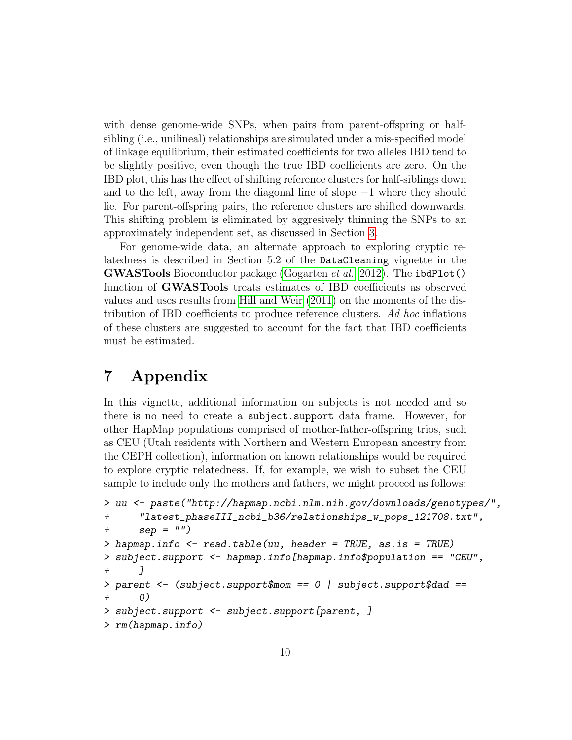with dense genome-wide SNPs, when pairs from parent-offspring or half-sibling (i.e., unilineal) relationships are simulated under a mis-specified model of linkage equilibrium, their estimated coefficients for two alleles IBD tend to be slightly positive, even though the true IBD coefficients are zero. On the IBD plot, this has the effect of shifting reference clusters for half-siblings down and to the left, away from the diagonal line of slope $-1$ where they should lie. For parent-offspring pairs, the reference clusters are shifted downwards. This shifting problem is eliminated by aggresively thinning the SNPs to an approximately independent set, as discussed in Section 3.

For genome-wide data, an alternate approach to exploring cryptic relatedness is described in Section 5.2 of the `DataCleaning` vignette in the **GWASTools** Bioconductor package (Gogarten *et al.*, 2012). The `ibdPlot()` function of **GWASTools** treats estimates of IBD coefficients as observed values and uses results from Hill and Weir (2011) on the moments of the distribution of IBD coefficients to produce reference clusters. *Ad hoc* inflations of these clusters are suggested to account for the fact that IBD coefficients must be estimated.

# 7 Appendix

In this vignette, additional information on subjects is not needed and so there is no need to create a `subject.support` data frame. However, for other HapMap populations comprised of mother-father-offspring trios, such as CEU (Utah residents with Northern and Western European ancestry from the CEPH collection), information on known relationships would be required to explore cryptic relatedness. If, for example, we wish to subset the CEU sample to include only the mothers and fathers, we might proceed as follows:

```
> uu <- paste("http://hapmap.ncbi.nlm.nih.gov/downloads/genotypes/",
+     "latest_phaseIII_ncbi_b36/relationships_w_pops_121708.txt",
+     sep = "")
> hapmap.info <- read.table(uu, header = TRUE, as.is = TRUE)
> subject.support <- hapmap.info[hapmap.info$population == "CEU",
+     ]
> parent <- (subject.support$mom == 0 | subject.support$dad ==
+     0)
> subject.support <- subject.support[parent, ]
> rm(hapmap.info)
```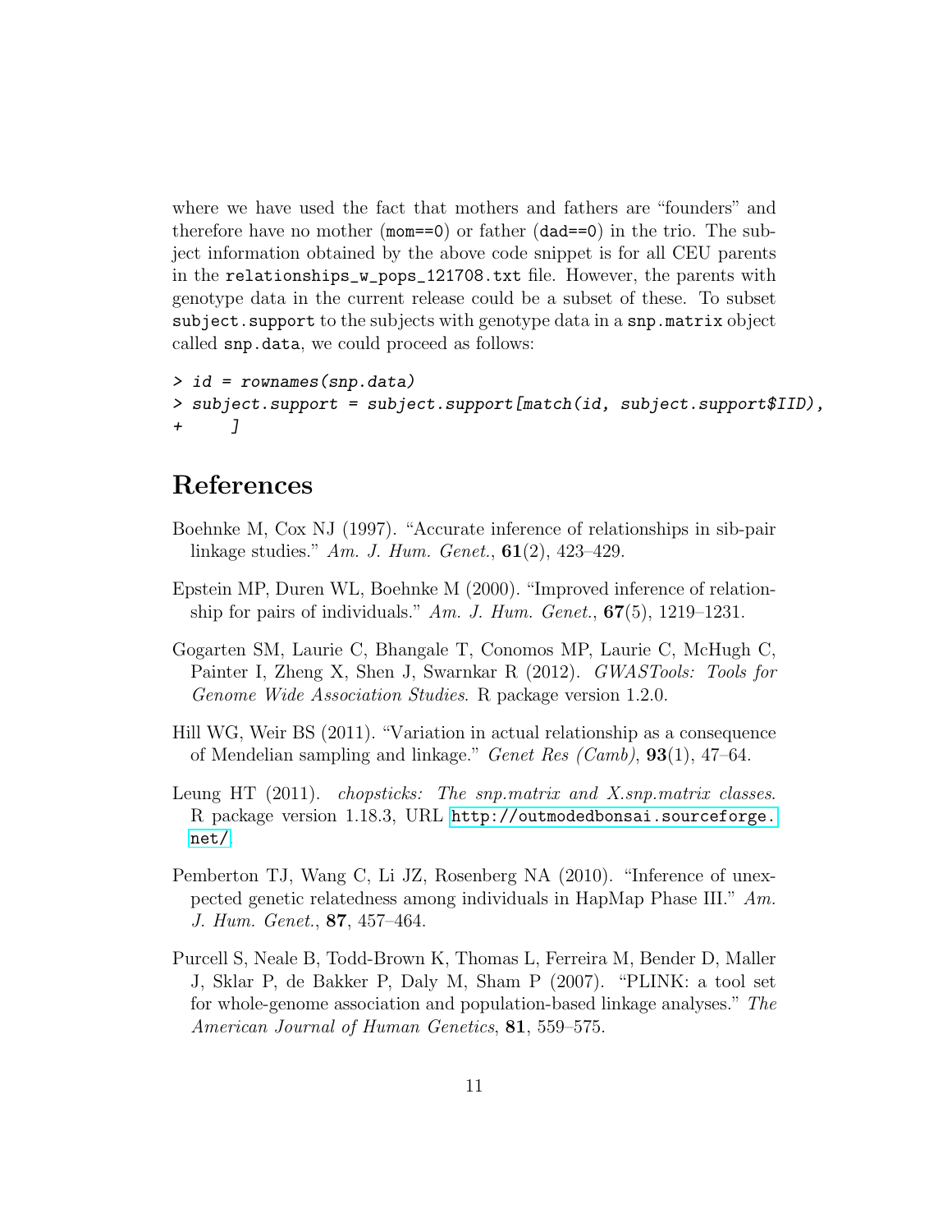where we have used the fact that mothers and fathers are "founders" and therefore have no mother (`mom==0`) or father (`dad==0`) in the trio. The subject information obtained by the above code snippet is for all CEU parents in the `relationships_w_pops_121708.txt` file. However, the parents with genotype data in the current release could be a subset of these. To subset `subject.support` to the subjects with genotype data in a `snp.matrix` object called `snp.data`, we could proceed as follows:

```
> id = rownames(snp.data)
> subject.support = subject.support[match(id, subject.support$IID),
+     ]
```

## References

Boehnke M, Cox NJ (1997). "Accurate inference of relationships in sib-pair linkage studies." *Am. J. Hum. Genet.*, **61**(2), 423–429.

Epstein MP, Duren WL, Boehnke M (2000). "Improved inference of relationship for pairs of individuals." *Am. J. Hum. Genet.*, **67**(5), 1219–1231.

Gogarten SM, Laurie C, Bhangale T, Conomos MP, Laurie C, McHugh C, Painter I, Zheng X, Shen J, Swarnkar R (2012). *GWASTools: Tools for Genome Wide Association Studies*. R package version 1.2.0.

Hill WG, Weir BS (2011). "Variation in actual relationship as a consequence of Mendelian sampling and linkage." *Genet Res (Camb)*, **93**(1), 47–64.

Leung HT (2011). *chopsticks: The snp.matrix and X.snp.matrix classes*. R package version 1.18.3, URL http://outmodedbonsai.sourceforge.net/.

Pemberton TJ, Wang C, Li JZ, Rosenberg NA (2010). "Inference of unexpected genetic relatedness among individuals in HapMap Phase III." *Am. J. Hum. Genet.*, **87**, 457–464.

Purcell S, Neale B, Todd-Brown K, Thomas L, Ferreira M, Bender D, Maller J, Sklar P, de Bakker P, Daly M, Sham P (2007). "PLINK: a tool set for whole-genome association and population-based linkage analyses." *The American Journal of Human Genetics*, **81**, 559–575.